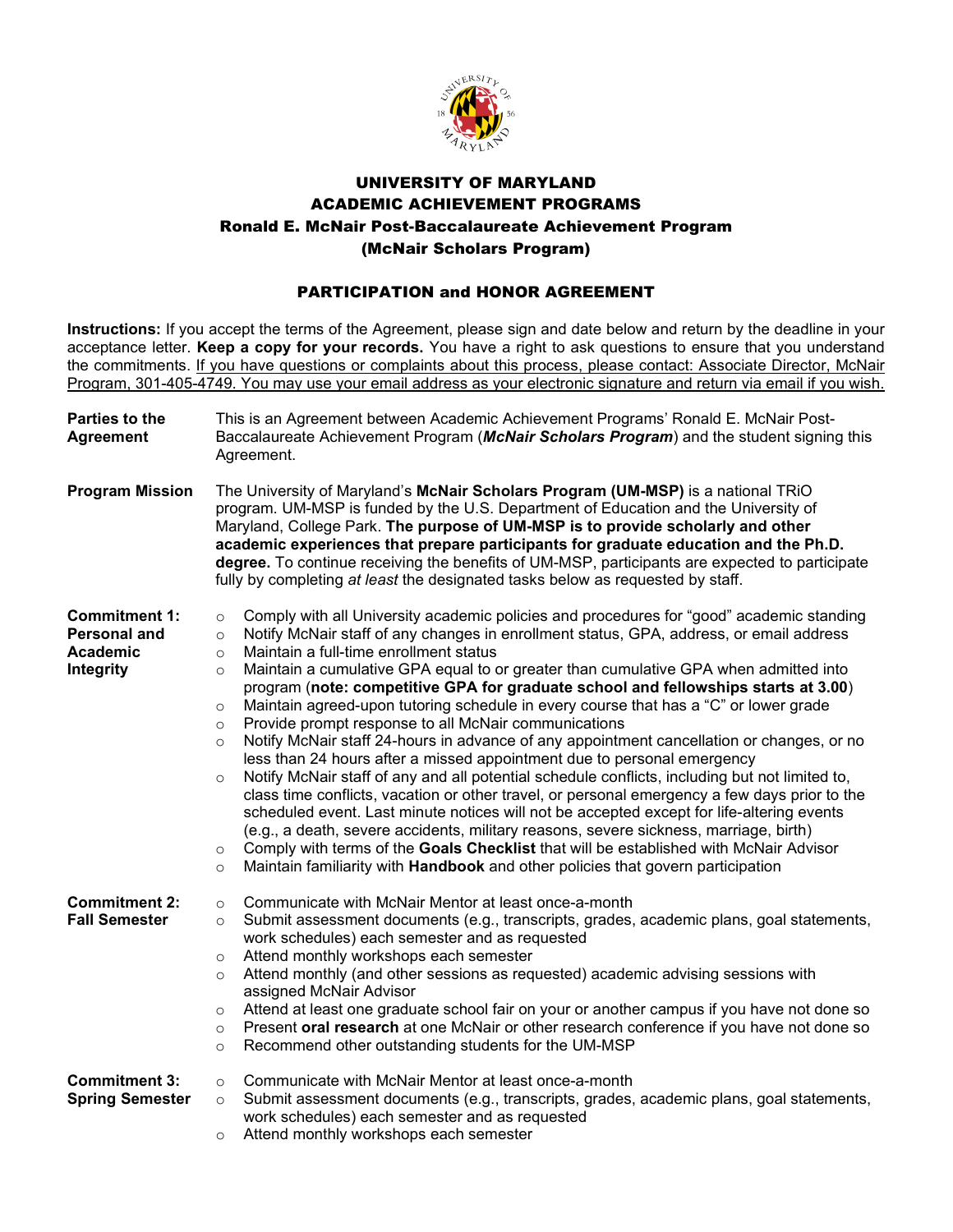# UNIVERSITY OF MARYLAND
## ACADEMIC ACHIEVEMENT PROGRAMS
## Ronald E. McNair Post-Baccalaureate Achievement Program
## (McNair Scholars Program)

### PARTICIPATION and HONOR AGREEMENT

**Instructions:** If you accept the terms of the Agreement, please sign and date below and return by the deadline in your acceptance letter. **Keep a copy for your records.** You have a right to ask questions to ensure that you understand the commitments. If you have questions or complaints about this process, please contact: Associate Director, McNair Program, 301-405-4749. You may use your email address as your electronic signature and return via email if you wish.

**Parties to the Agreement**

This is an Agreement between Academic Achievement Programs' Ronald E. McNair Post-Baccalaureate Achievement Program (***McNair Scholars Program***) and the student signing this Agreement.

**Program Mission**

The University of Maryland's **McNair Scholars Program (UM-MSP)** is a national TRiO program. UM-MSP is funded by the U.S. Department of Education and the University of Maryland, College Park. **The purpose of UM-MSP is to provide scholarly and other academic experiences that prepare participants for graduate education and the Ph.D. degree.** To continue receiving the benefits of UM-MSP, participants are expected to participate fully by completing *at least* the designated tasks below as requested by staff.

**Commitment 1: Personal and Academic Integrity**

- Comply with all University academic policies and procedures for "good" academic standing
- Notify McNair staff of any changes in enrollment status, GPA, address, or email address
- Maintain a full-time enrollment status
- Maintain a cumulative GPA equal to or greater than cumulative GPA when admitted into program (**note: competitive GPA for graduate school and fellowships starts at 3.00**)
- Maintain agreed-upon tutoring schedule in every course that has a "C" or lower grade
- Provide prompt response to all McNair communications
- Notify McNair staff 24-hours in advance of any appointment cancellation or changes, or no less than 24 hours after a missed appointment due to personal emergency
- Notify McNair staff of any and all potential schedule conflicts, including but not limited to, class time conflicts, vacation or other travel, or personal emergency a few days prior to the scheduled event. Last minute notices will not be accepted except for life-altering events (e.g., a death, severe accidents, military reasons, severe sickness, marriage, birth)
- Comply with terms of the **Goals Checklist** that will be established with McNair Advisor
- Maintain familiarity with **Handbook** and other policies that govern participation

**Commitment 2: Fall Semester**

- Communicate with McNair Mentor at least once-a-month
- Submit assessment documents (e.g., transcripts, grades, academic plans, goal statements, work schedules) each semester and as requested
- Attend monthly workshops each semester
- Attend monthly (and other sessions as requested) academic advising sessions with assigned McNair Advisor
- Attend at least one graduate school fair on your or another campus if you have not done so
- Present **oral research** at one McNair or other research conference if you have not done so
- Recommend other outstanding students for the UM-MSP

**Commitment 3: Spring Semester**

- Communicate with McNair Mentor at least once-a-month
- Submit assessment documents (e.g., transcripts, grades, academic plans, goal statements, work schedules) each semester and as requested
- Attend monthly workshops each semester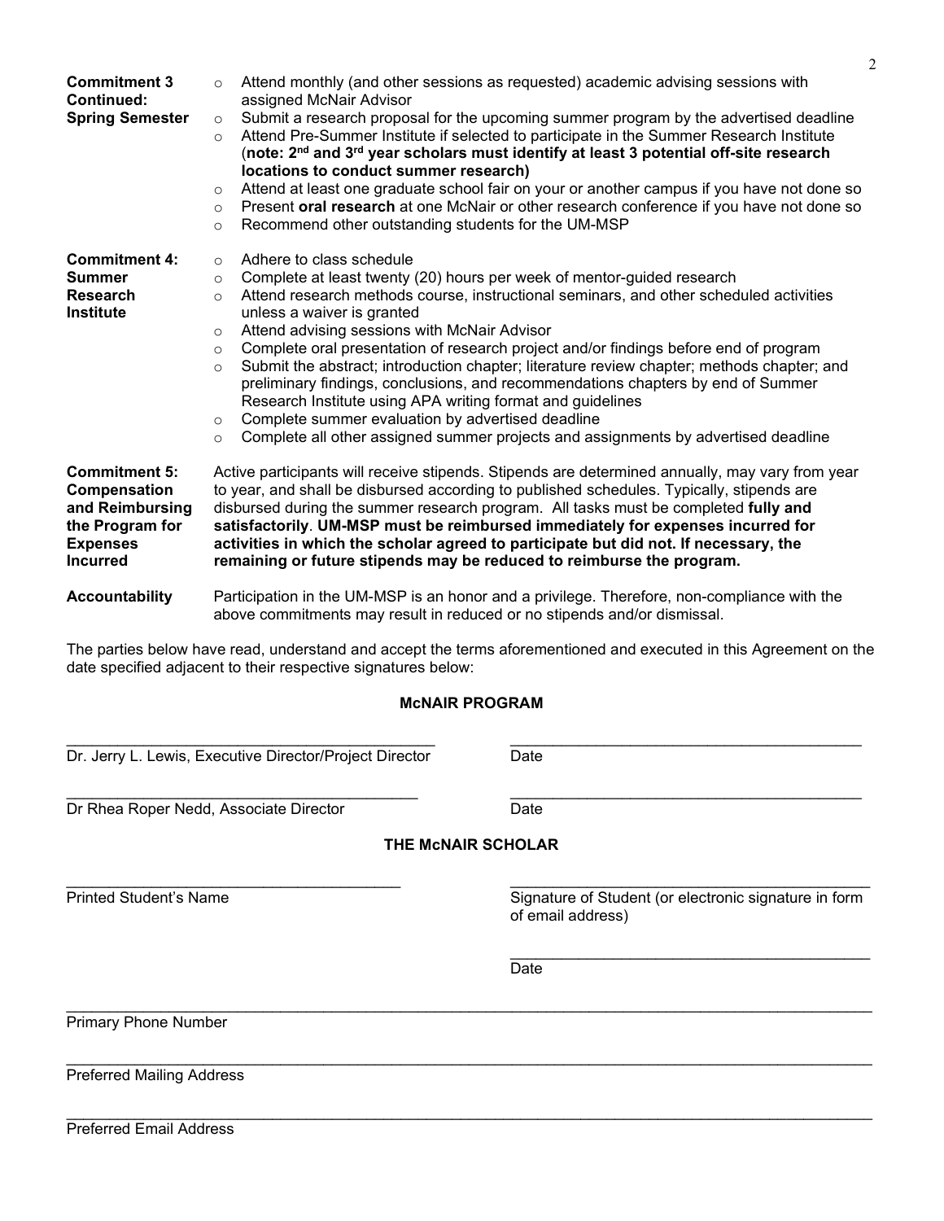**Commitment 3 Continued: Spring Semester**

- Attend monthly (and other sessions as requested) academic advising sessions with assigned McNair Advisor
- Submit a research proposal for the upcoming summer program by the advertised deadline
- Attend Pre-Summer Institute if selected to participate in the Summer Research Institute (**note: 2nd and 3rd year scholars must identify at least 3 potential off-site research locations to conduct summer research)**
- Attend at least one graduate school fair on your or another campus if you have not done so
- Present **oral research** at one McNair or other research conference if you have not done so
- Recommend other outstanding students for the UM-MSP

**Commitment 4: Summer Research Institute**

- Adhere to class schedule
- Complete at least twenty (20) hours per week of mentor-guided research
- Attend research methods course, instructional seminars, and other scheduled activities unless a waiver is granted
- Attend advising sessions with McNair Advisor
- Complete oral presentation of research project and/or findings before end of program
- Submit the abstract; introduction chapter; literature review chapter; methods chapter; and preliminary findings, conclusions, and recommendations chapters by end of Summer Research Institute using APA writing format and guidelines
- Complete summer evaluation by advertised deadline
- Complete all other assigned summer projects and assignments by advertised deadline

**Commitment 5: Compensation and Reimbursing the Program for Expenses Incurred**

Active participants will receive stipends. Stipends are determined annually, may vary from year to year, and shall be disbursed according to published schedules. Typically, stipends are disbursed during the summer research program. All tasks must be completed **fully and satisfactorily**. **UM-MSP must be reimbursed immediately for expenses incurred for activities in which the scholar agreed to participate but did not. If necessary, the remaining or future stipends may be reduced to reimburse the program.**

**Accountability**

Participation in the UM-MSP is an honor and a privilege. Therefore, non-compliance with the above commitments may result in reduced or no stipends and/or dismissal.

The parties below have read, understand and accept the terms aforementioned and executed in this Agreement on the date specified adjacent to their respective signatures below:

**McNAIR PROGRAM**

| | |
|---|---|
| ______________________________ | ______________________________ |
| Dr. Jerry L. Lewis, Executive Director/Project Director | Date |
| ______________________________ | ______________________________ |
| Dr Rhea Roper Nedd, Associate Director | Date |

**THE McNAIR SCHOLAR**

| | |
|---|---|
| ______________________________ | ______________________________ |
| Printed Student's Name | Signature of Student (or electronic signature in form of email address) |
| | ______________________________ |
| | Date |

______________________________________________________________

Primary Phone Number

______________________________________________________________

Preferred Mailing Address

______________________________________________________________

Preferred Email Address